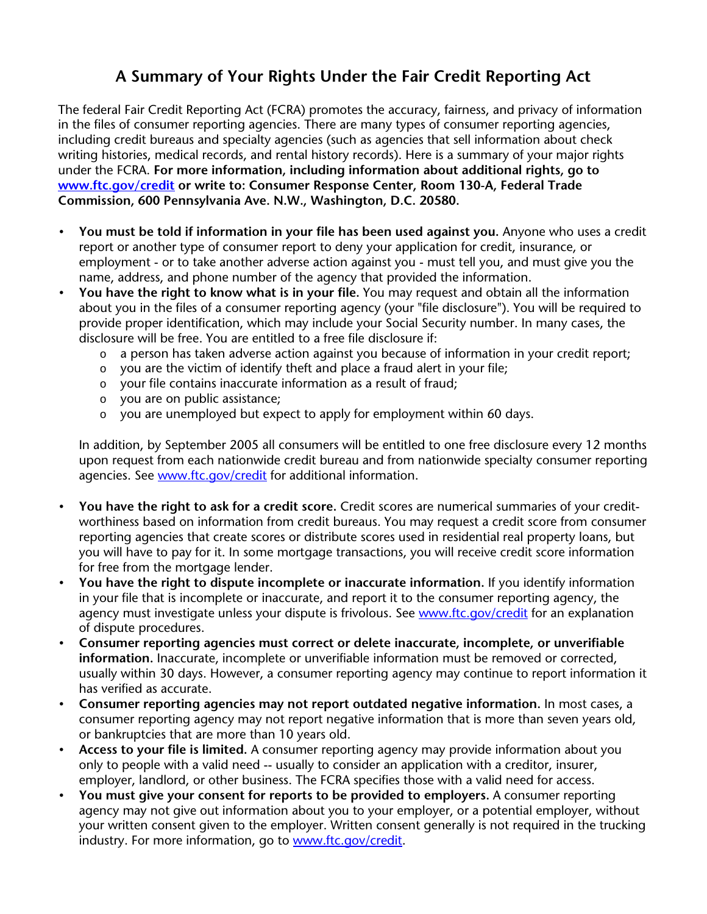# A Summary of Your Rights Under the Fair Credit Reporting Act

The federal Fair Credit Reporting Act (FCRA) promotes the accuracy, fairness, and privacy of information in the files of consumer reporting agencies. There are many types of consumer reporting agencies, including credit bureaus and specialty agencies (such as agencies that sell information about check writing histories, medical records, and rental history records). Here is a summary of your major rights under the FCRA. **For more information, including information about additional rights, go to [www.ftc.gov/credit](http://www.ftc.gov/credit) or write to: Consumer Response Center, Room 130-A, Federal Trade Commission, 600 Pennsylvania Ave. N.W., Washington, D.C. 20580.**

- **You must be told if information in your file has been used against you.** Anyone who uses a credit report or another type of consumer report to deny your application for credit, insurance, or employment - or to take another adverse action against you - must tell you, and must give you the name, address, and phone number of the agency that provided the information.
- **You have the right to know what is in your file.** You may request and obtain all the information about you in the files of a consumer reporting agency (your "file disclosure"). You will be required to provide proper identification, which may include your Social Security number. In many cases, the disclosure will be free. You are entitled to a free file disclosure if:
  - a person has taken adverse action against you because of information in your credit report;
  - you are the victim of identify theft and place a fraud alert in your file;
  - your file contains inaccurate information as a result of fraud;
  - you are on public assistance;
  - you are unemployed but expect to apply for employment within 60 days.

  In addition, by September 2005 all consumers will be entitled to one free disclosure every 12 months upon request from each nationwide credit bureau and from nationwide specialty consumer reporting agencies. See [www.ftc.gov/credit](http://www.ftc.gov/credit) for additional information.

- **You have the right to ask for a credit score.** Credit scores are numerical summaries of your credit-worthiness based on information from credit bureaus. You may request a credit score from consumer reporting agencies that create scores or distribute scores used in residential real property loans, but you will have to pay for it. In some mortgage transactions, you will receive credit score information for free from the mortgage lender.
- **You have the right to dispute incomplete or inaccurate information.** If you identify information in your file that is incomplete or inaccurate, and report it to the consumer reporting agency, the agency must investigate unless your dispute is frivolous. See [www.ftc.gov/credit](http://www.ftc.gov/credit) for an explanation of dispute procedures.
- **Consumer reporting agencies must correct or delete inaccurate, incomplete, or unverifiable information.** Inaccurate, incomplete or unverifiable information must be removed or corrected, usually within 30 days. However, a consumer reporting agency may continue to report information it has verified as accurate.
- **Consumer reporting agencies may not report outdated negative information.** In most cases, a consumer reporting agency may not report negative information that is more than seven years old, or bankruptcies that are more than 10 years old.
- **Access to your file is limited.** A consumer reporting agency may provide information about you only to people with a valid need -- usually to consider an application with a creditor, insurer, employer, landlord, or other business. The FCRA specifies those with a valid need for access.
- **You must give your consent for reports to be provided to employers.** A consumer reporting agency may not give out information about you to your employer, or a potential employer, without your written consent given to the employer. Written consent generally is not required in the trucking industry. For more information, go to [www.ftc.gov/credit](http://www.ftc.gov/credit).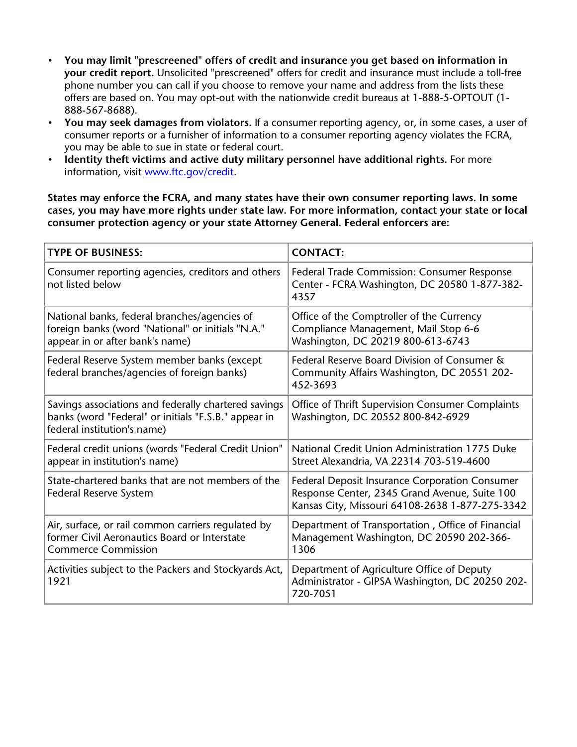- **You may limit "prescreened" offers of credit and insurance you get based on information in your credit report.** Unsolicited "prescreened" offers for credit and insurance must include a toll-free phone number you can call if you choose to remove your name and address from the lists these offers are based on. You may opt-out with the nationwide credit bureaus at 1-888-5-OPTOUT (1-888-567-8688).
- **You may seek damages from violators.** If a consumer reporting agency, or, in some cases, a user of consumer reports or a furnisher of information to a consumer reporting agency violates the FCRA, you may be able to sue in state or federal court.
- **Identity theft victims and active duty military personnel have additional rights.** For more information, visit [www.ftc.gov/credit](www.ftc.gov/credit).

**States may enforce the FCRA, and many states have their own consumer reporting laws. In some cases, you may have more rights under state law. For more information, contact your state or local consumer protection agency or your state Attorney General. Federal enforcers are:**

| TYPE OF BUSINESS: | CONTACT: |
|---|---|
| Consumer reporting agencies, creditors and others not listed below | Federal Trade Commission: Consumer Response Center - FCRA Washington, DC 20580 1-877-382-4357 |
| National banks, federal branches/agencies of foreign banks (word "National" or initials "N.A." appear in or after bank's name) | Office of the Comptroller of the Currency Compliance Management, Mail Stop 6-6 Washington, DC 20219 800-613-6743 |
| Federal Reserve System member banks (except federal branches/agencies of foreign banks) | Federal Reserve Board Division of Consumer & Community Affairs Washington, DC 20551 202-452-3693 |
| Savings associations and federally chartered savings banks (word "Federal" or initials "F.S.B." appear in federal institution's name) | Office of Thrift Supervision Consumer Complaints Washington, DC 20552 800-842-6929 |
| Federal credit unions (words "Federal Credit Union" appear in institution's name) | National Credit Union Administration 1775 Duke Street Alexandria, VA 22314 703-519-4600 |
| State-chartered banks that are not members of the Federal Reserve System | Federal Deposit Insurance Corporation Consumer Response Center, 2345 Grand Avenue, Suite 100 Kansas City, Missouri 64108-2638 1-877-275-3342 |
| Air, surface, or rail common carriers regulated by former Civil Aeronautics Board or Interstate Commerce Commission | Department of Transportation , Office of Financial Management Washington, DC 20590 202-366-1306 |
| Activities subject to the Packers and Stockyards Act, 1921 | Department of Agriculture Office of Deputy Administrator - GIPSA Washington, DC 20250 202-720-7051 |